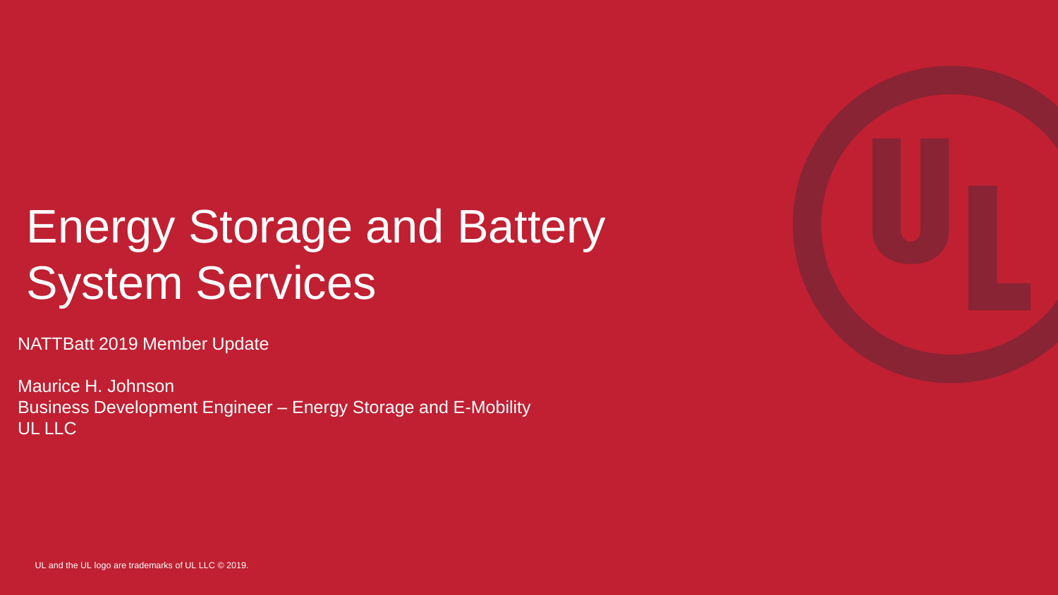# Energy Storage and Battery System Services

NATTBatt 2019 Member Update

Maurice H. Johnson
Business Development Engineer – Energy Storage and E-Mobility
UL LLC

UL and the UL logo are trademarks of UL LLC © 2019.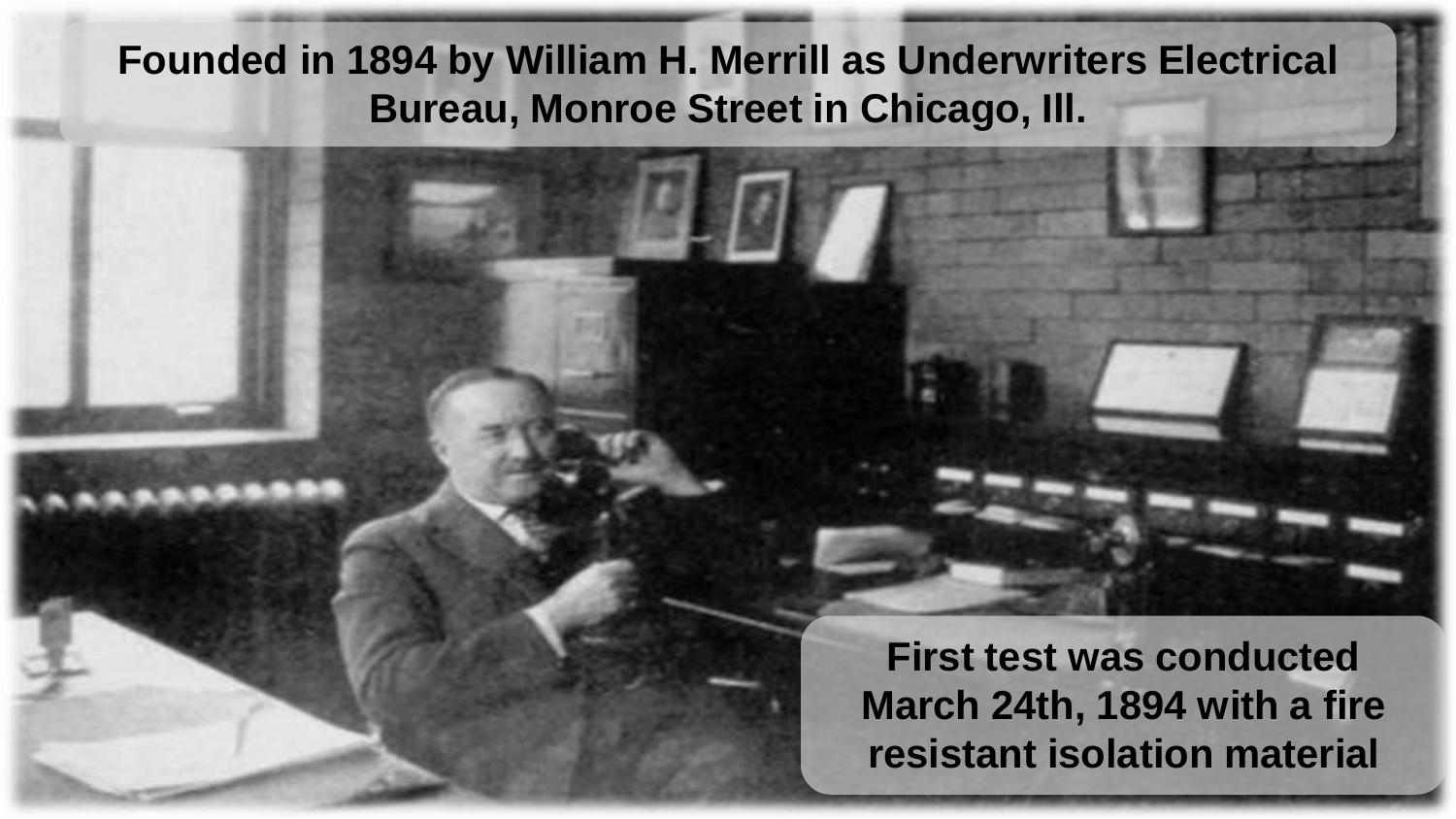Founded in 1894 by William H. Merrill as Underwriters Electrical Bureau, Monroe Street in Chicago, Ill.

First test was conducted March 24th, 1894 with a fire resistant isolation material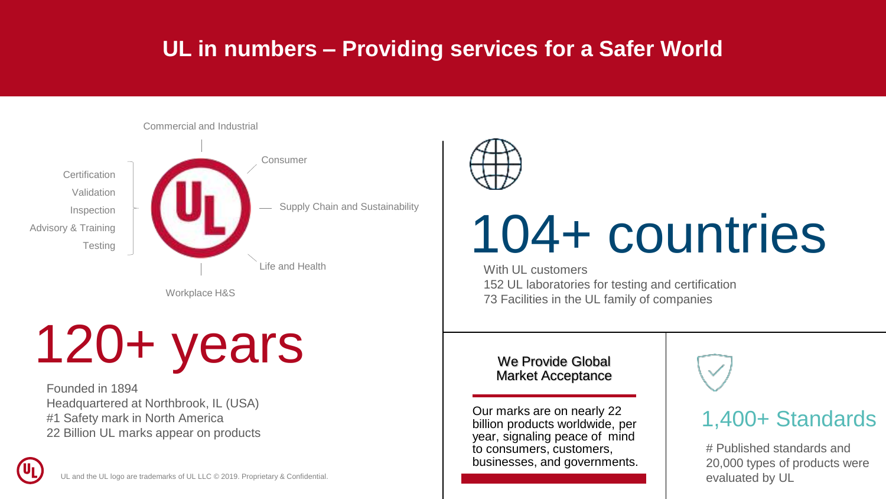# UL in numbers – Providing services for a Safer World

Commercial and Industrial

Consumer

Supply Chain and Sustainability

Life and Health

Workplace H&S

- Certification
- Validation
- Inspection
- Advisory & Training
- Testing

## 120+ years

Founded in 1894
Headquartered at Northbrook, IL (USA)
#1 Safety mark in North America
22 Billion UL marks appear on products

## 104+ countries

With UL customers
152 UL laboratories for testing and certification
73 Facilities in the UL family of companies

### We Provide Global Market Acceptance

Our marks are on nearly 22 billion products worldwide, per year, signaling peace of mind to consumers, customers, businesses, and governments.

## 1,400+ Standards

# Published standards and 20,000 types of products were evaluated by UL

UL and the UL logo are trademarks of UL LLC © 2019. Proprietary & Confidential.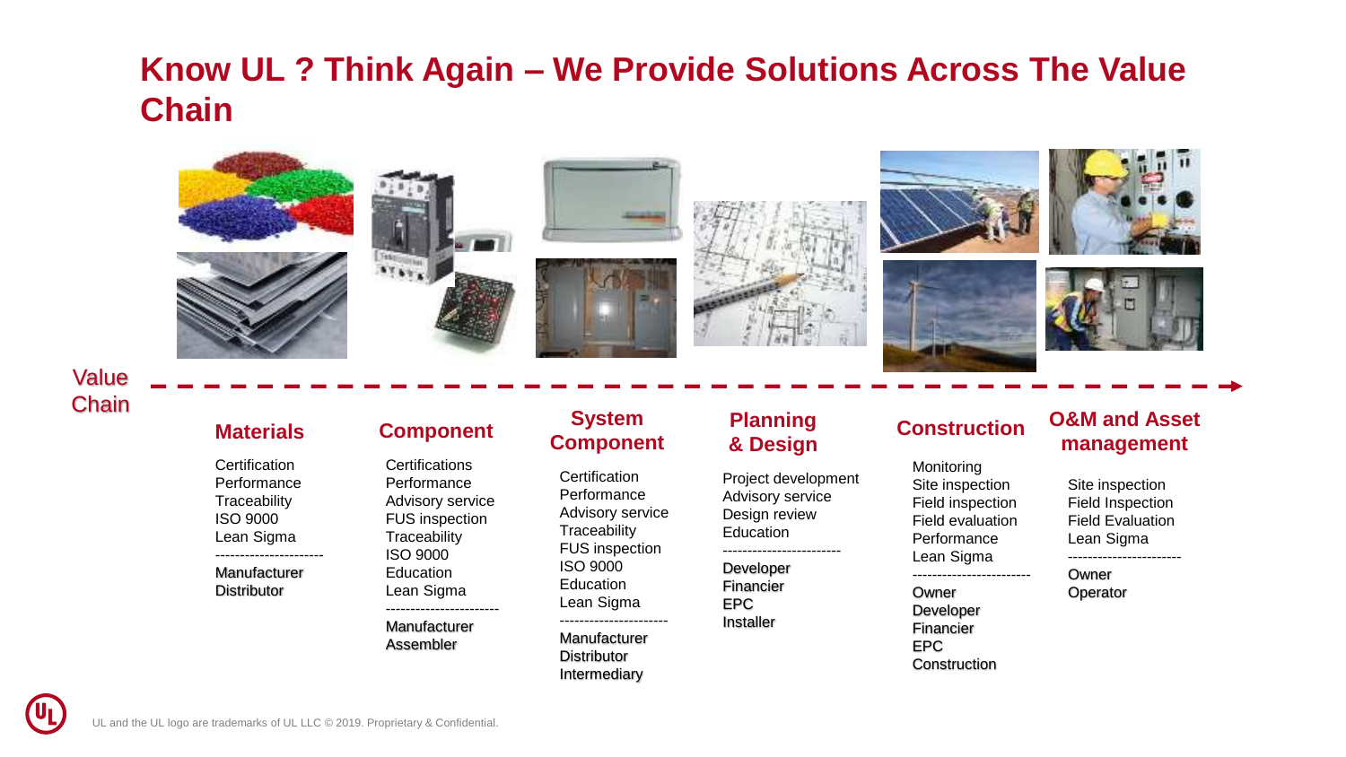# Know UL ? Think Again – We Provide Solutions Across The Value Chain

Value Chain

### Materials

Certification
Performance
Traceability
ISO 9000
Lean Sigma

----------------------

Manufacturer
Distributor

### Component

Certifications
Performance
Advisory service
FUS inspection
Traceability
ISO 9000
Education
Lean Sigma

-----------------------

Manufacturer
Assembler

### System Component

Certification
Performance
Advisory service
Traceability
FUS inspection
ISO 9000
Education
Lean Sigma

----------------------

Manufacturer
Distributor
Intermediary

### Planning & Design

Project development
Advisory service
Design review
Education

------------------------

Developer
Financier
EPC
Installer

### Construction

Monitoring
Site inspection
Field inspection
Field evaluation
Performance
Lean Sigma

------------------------

Owner
Developer
Financier
EPC
Construction

### O&M and Asset management

Site inspection
Field Inspection
Field Evaluation
Lean Sigma

-----------------------

Owner
Operator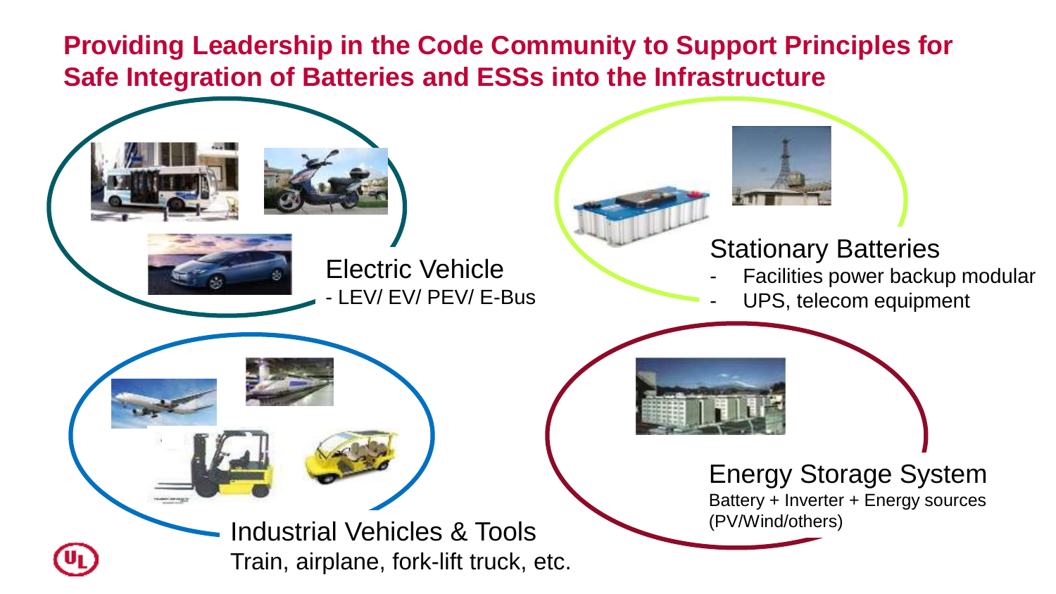# Providing Leadership in the Code Community to Support Principles for Safe Integration of Batteries and ESSs into the Infrastructure

## Electric Vehicle

- LEV/ EV/ PEV/ E-Bus

## Stationary Batteries

- Facilities power backup modular
- UPS, telecom equipment

## Industrial Vehicles & Tools

Train, airplane, fork-lift truck, etc.

## Energy Storage System

Battery + Inverter + Energy sources (PV/Wind/others)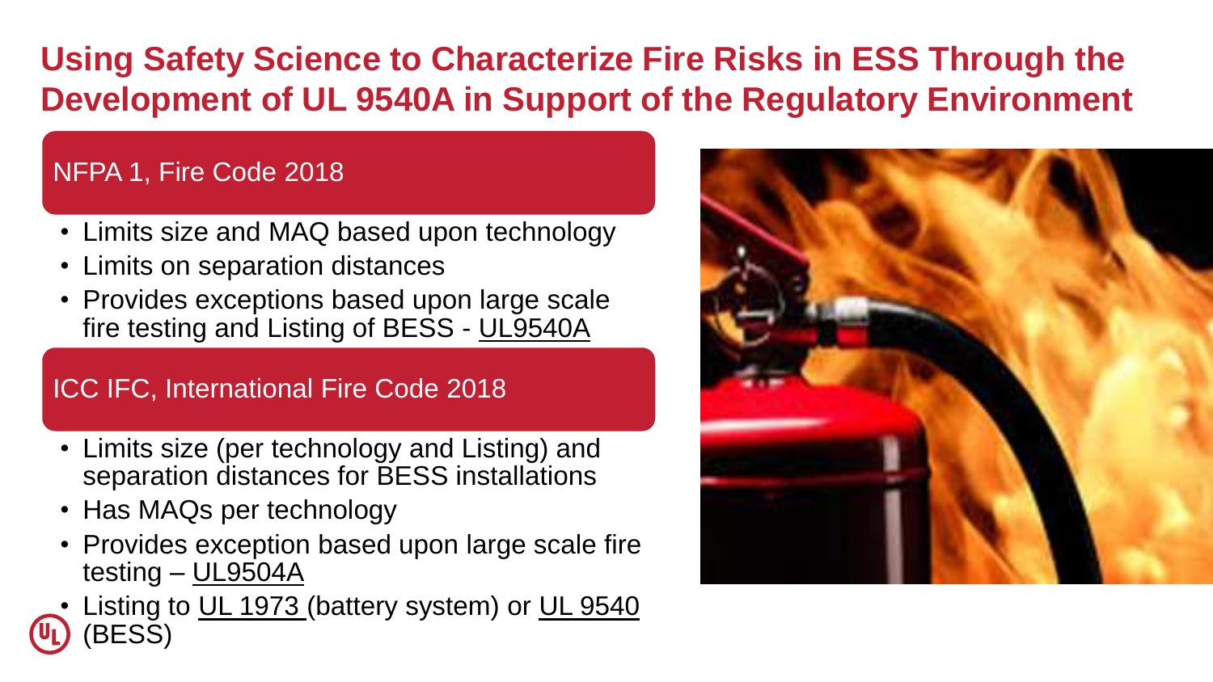# Using Safety Science to Characterize Fire Risks in ESS Through the Development of UL 9540A in Support of the Regulatory Environment

## NFPA 1, Fire Code 2018

- Limits size and MAQ based upon technology
- Limits on separation distances
- Provides exceptions based upon large scale fire testing and Listing of BESS - UL9540A

## ICC IFC, International Fire Code 2018

- Limits size (per technology and Listing) and separation distances for BESS installations
- Has MAQs per technology
- Provides exception based upon large scale fire testing – UL9504A
- Listing to UL 1973 (battery system) or UL 9540 (BESS)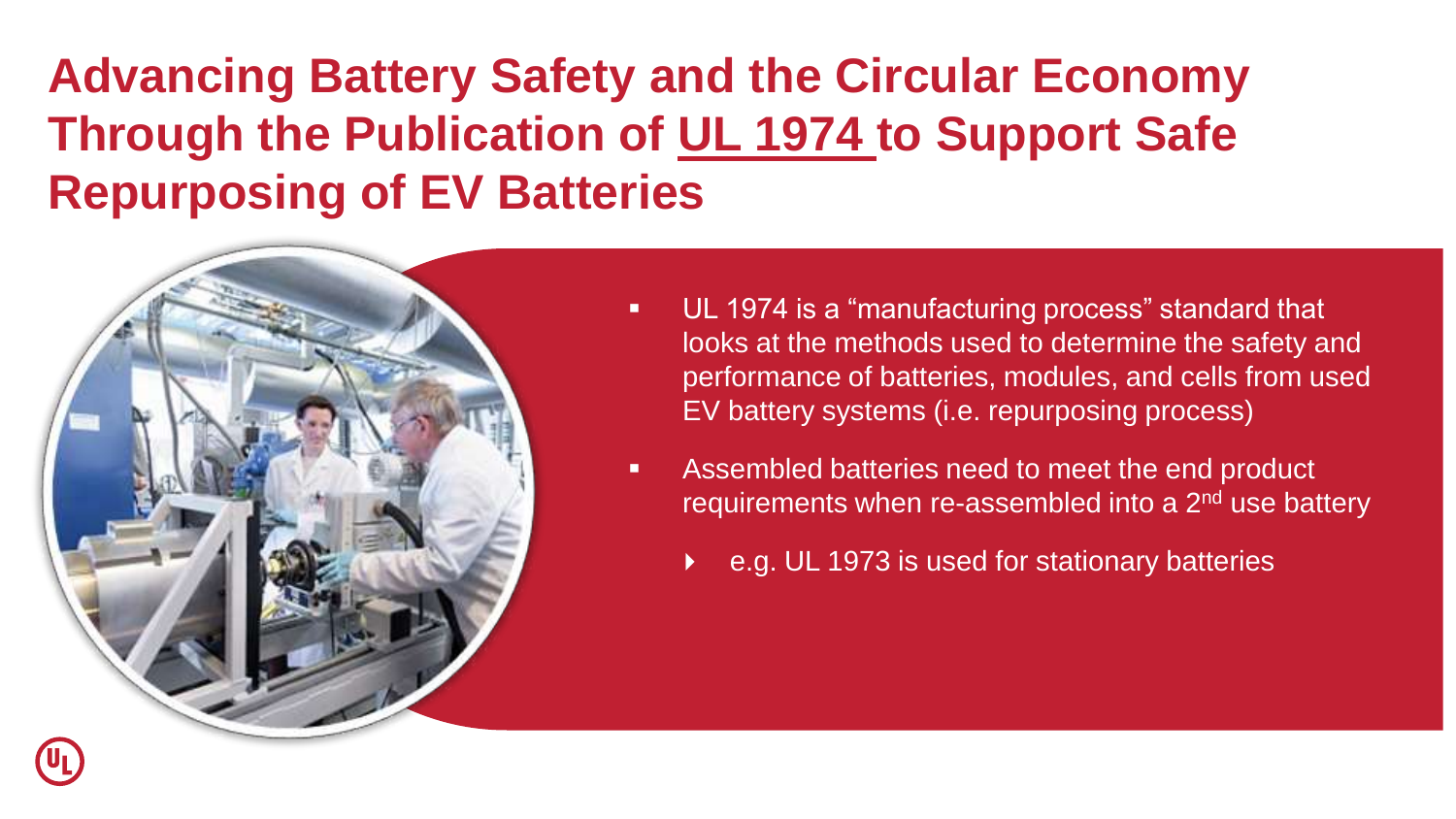# Advancing Battery Safety and the Circular Economy Through the Publication of UL 1974 to Support Safe Repurposing of EV Batteries

- UL 1974 is a "manufacturing process" standard that looks at the methods used to determine the safety and performance of batteries, modules, and cells from used EV battery systems (i.e. repurposing process)
- Assembled batteries need to meet the end product requirements when re-assembled into a 2nd use battery
  - e.g. UL 1973 is used for stationary batteries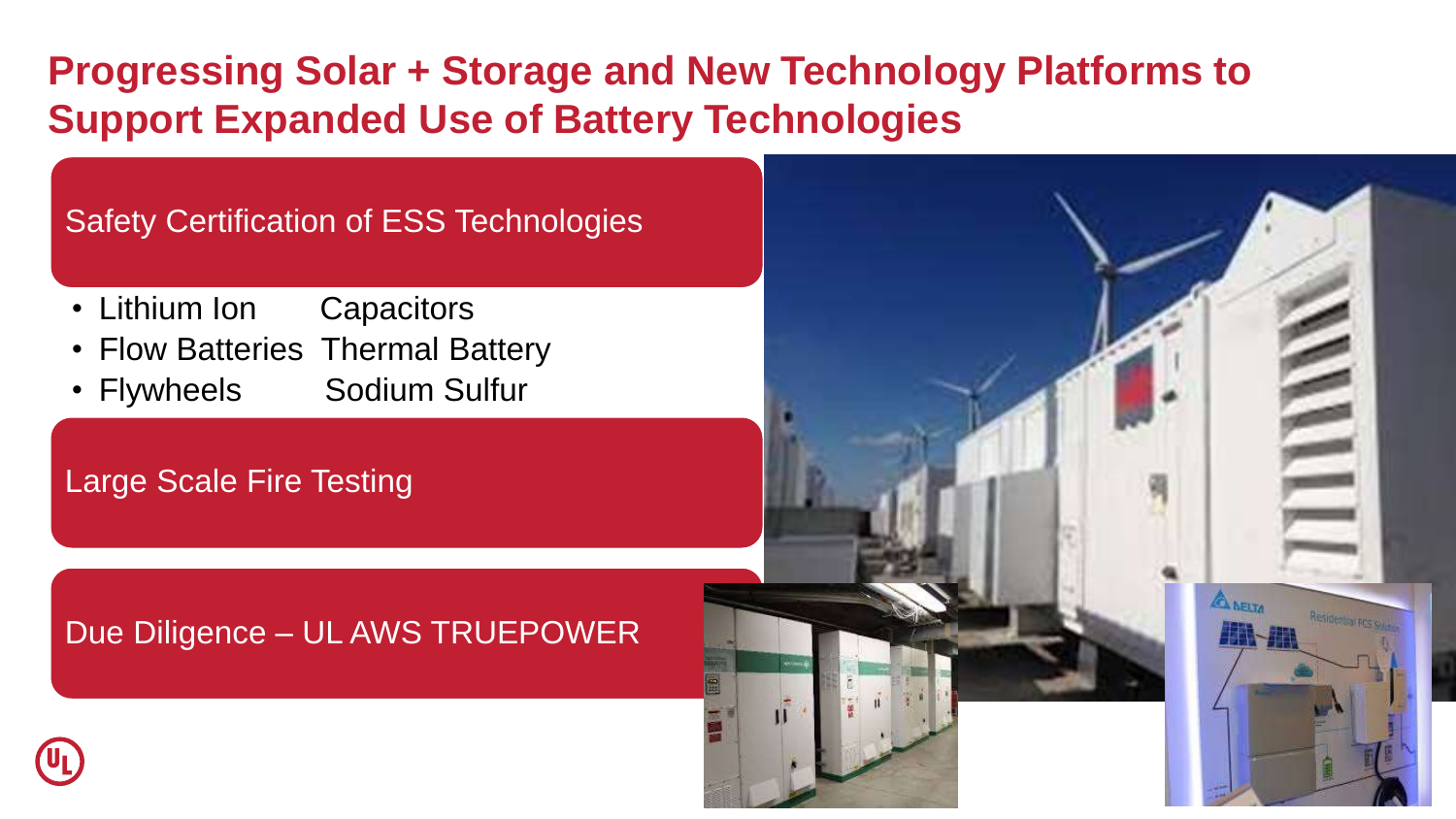# Progressing Solar + Storage and New Technology Platforms to Support Expanded Use of Battery Technologies

## Safety Certification of ESS Technologies

- Lithium Ion
- Flow Batteries
- Flywheels
- Capacitors
- Thermal Battery
- Sodium Sulfur

## Large Scale Fire Testing

## Due Diligence – UL AWS TRUEPOWER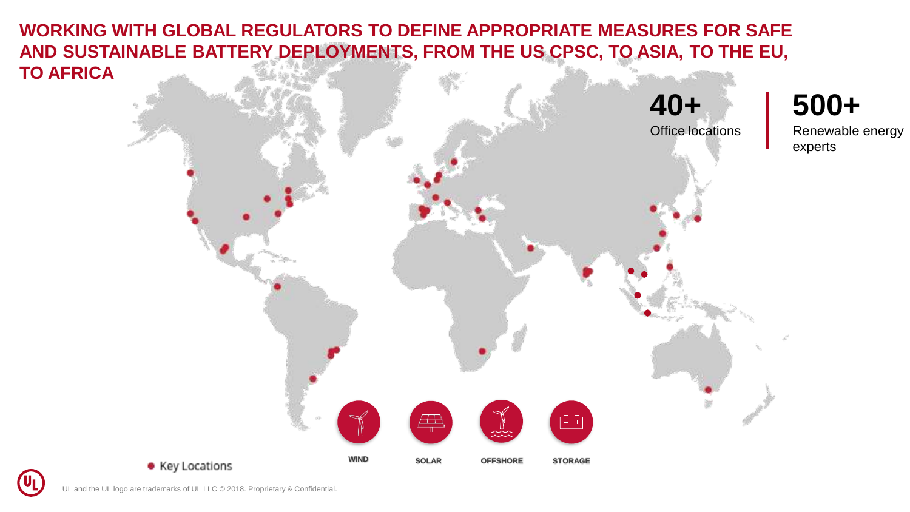# WORKING WITH GLOBAL REGULATORS TO DEFINE APPROPRIATE MEASURES FOR SAFE AND SUSTAINABLE BATTERY DEPLOYMENTS, FROM THE US CPSC, TO ASIA, TO THE EU, TO AFRICA

**40+**
Office locations

**500+**
Renewable energy experts

WIND

SOLAR

OFFSHORE

STORAGE

● Key Locations

UL and the UL logo are trademarks of UL LLC © 2018. Proprietary & Confidential.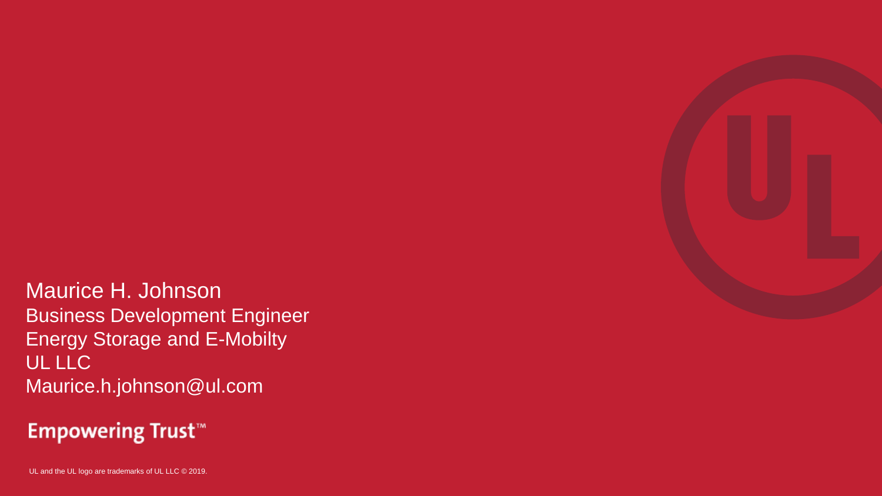Maurice H. Johnson
Business Development Engineer
Energy Storage and E-Mobilty
UL LLC
Maurice.h.johnson@ul.com

**Empowering Trust™**

UL and the UL logo are trademarks of UL LLC © 2019.